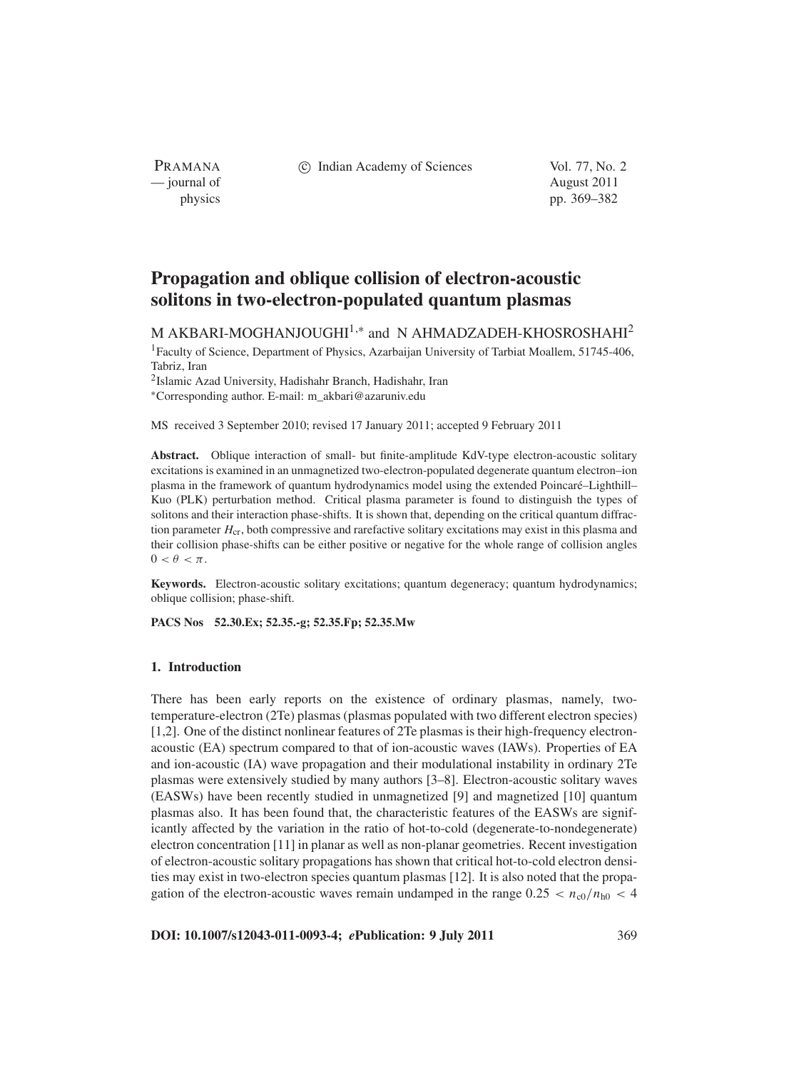# Propagation and oblique collision of electron-acoustic solitons in two-electron-populated quantum plasmas

M AKBARI-MOGHANJOUGHI[1,*] and N AHMADZADEH-KHOSROSHAHI[2]

[1]Faculty of Science, Department of Physics, Azarbaijan University of Tarbiat Moallem, 51745-406, Tabriz, Iran

[2]Islamic Azad University, Hadishahr Branch, Hadishahr, Iran

[*]Corresponding author. E-mail: m_akbari@azaruniv.edu

MS received 3 September 2010; revised 17 January 2011; accepted 9 February 2011

**Abstract.** Oblique interaction of small- but finite-amplitude KdV-type electron-acoustic solitary excitations is examined in an unmagnetized two-electron-populated degenerate quantum electron–ion plasma in the framework of quantum hydrodynamics model using the extended Poincaré–Lighthill–Kuo (PLK) perturbation method. Critical plasma parameter is found to distinguish the types of solitons and their interaction phase-shifts. It is shown that, depending on the critical quantum diffraction parameter $H_{cr}$, both compressive and rarefactive solitary excitations may exist in this plasma and their collision phase-shifts can be either positive or negative for the whole range of collision angles $0 < \theta < \pi$.

**Keywords.** Electron-acoustic solitary excitations; quantum degeneracy; quantum hydrodynamics; oblique collision; phase-shift.

**PACS Nos** 52.30.Ex; 52.35.-g; 52.35.Fp; 52.35.Mw

## 1. Introduction

There has been early reports on the existence of ordinary plasmas, namely, two-temperature-electron (2Te) plasmas (plasmas populated with two different electron species) [1,2]. One of the distinct nonlinear features of 2Te plasmas is their high-frequency electron-acoustic (EA) spectrum compared to that of ion-acoustic waves (IAWs). Properties of EA and ion-acoustic (IA) wave propagation and their modulational instability in ordinary 2Te plasmas were extensively studied by many authors [3–8]. Electron-acoustic solitary waves (EASWs) have been recently studied in unmagnetized [9] and magnetized [10] quantum plasmas also. It has been found that, the characteristic features of the EASWs are significantly affected by the variation in the ratio of hot-to-cold (degenerate-to-nondegenerate) electron concentration [11] in planar as well as non-planar geometries. Recent investigation of electron-acoustic solitary propagations has shown that critical hot-to-cold electron densities may exist in two-electron species quantum plasmas [12]. It is also noted that the propagation of the electron-acoustic waves remain undamped in the range $0.25 < n_{c0}/n_{h0} < 4$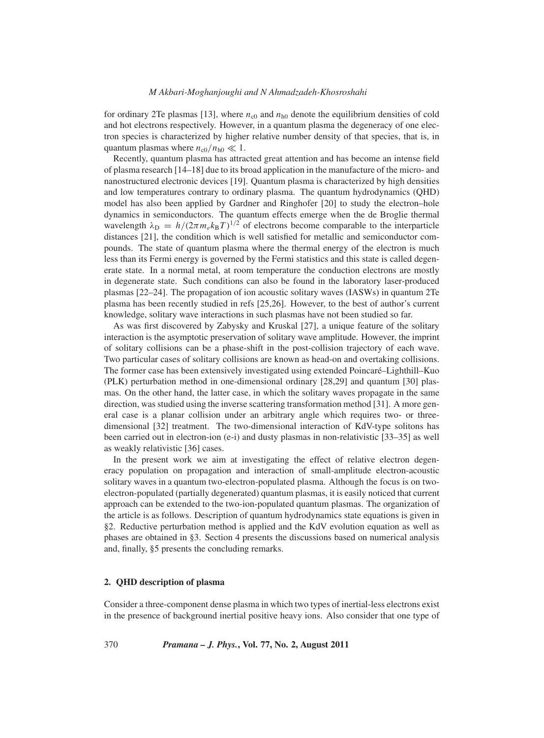for ordinary 2Te plasmas [13], where $n_{c0}$ and $n_{h0}$ denote the equilibrium densities of cold and hot electrons respectively. However, in a quantum plasma the degeneracy of one electron species is characterized by higher relative number density of that species, that is, in quantum plasmas where $n_{c0}/n_{h0} \ll 1$.

Recently, quantum plasma has attracted great attention and has become an intense field of plasma research [14–18] due to its broad application in the manufacture of the micro- and nanostructured electronic devices [19]. Quantum plasma is characterized by high densities and low temperatures contrary to ordinary plasma. The quantum hydrodynamics (QHD) model has also been applied by Gardner and Ringhofer [20] to study the electron–hole dynamics in semiconductors. The quantum effects emerge when the de Broglie thermal wavelength $\lambda_D = h/(2\pi m_e k_B T)^{1/2}$ of electrons become comparable to the interparticle distances [21], the condition which is well satisfied for metallic and semiconductor compounds. The state of quantum plasma where the thermal energy of the electron is much less than its Fermi energy is governed by the Fermi statistics and this state is called degenerate state. In a normal metal, at room temperature the conduction electrons are mostly in degenerate state. Such conditions can also be found in the laboratory laser-produced plasmas [22–24]. The propagation of ion acoustic solitary waves (IASWs) in quantum 2Te plasma has been recently studied in refs [25,26]. However, to the best of author's current knowledge, solitary wave interactions in such plasmas have not been studied so far.

As was first discovered by Zabysky and Kruskal [27], a unique feature of the solitary interaction is the asymptotic preservation of solitary wave amplitude. However, the imprint of solitary collisions can be a phase-shift in the post-collision trajectory of each wave. Two particular cases of solitary collisions are known as head-on and overtaking collisions. The former case has been extensively investigated using extended Poincaré–Lighthill–Kuo (PLK) perturbation method in one-dimensional ordinary [28,29] and quantum [30] plasmas. On the other hand, the latter case, in which the solitary waves propagate in the same direction, was studied using the inverse scattering transformation method [31]. A more general case is a planar collision under an arbitrary angle which requires two- or three-dimensional [32] treatment. The two-dimensional interaction of KdV-type solitons has been carried out in electron-ion (e-i) and dusty plasmas in non-relativistic [33–35] as well as weakly relativistic [36] cases.

In the present work we aim at investigating the effect of relative electron degeneracy population on propagation and interaction of small-amplitude electron-acoustic solitary waves in a quantum two-electron-populated plasma. Although the focus is on two-electron-populated (partially degenerated) quantum plasmas, it is easily noticed that current approach can be extended to the two-ion-populated quantum plasmas. The organization of the article is as follows. Description of quantum hydrodynamics state equations is given in §2. Reductive perturbation method is applied and the KdV evolution equation as well as phases are obtained in §3. Section 4 presents the discussions based on numerical analysis and, finally, §5 presents the concluding remarks.

## 2. QHD description of plasma

Consider a three-component dense plasma in which two types of inertial-less electrons exist in the presence of background inertial positive heavy ions. Also consider that one type of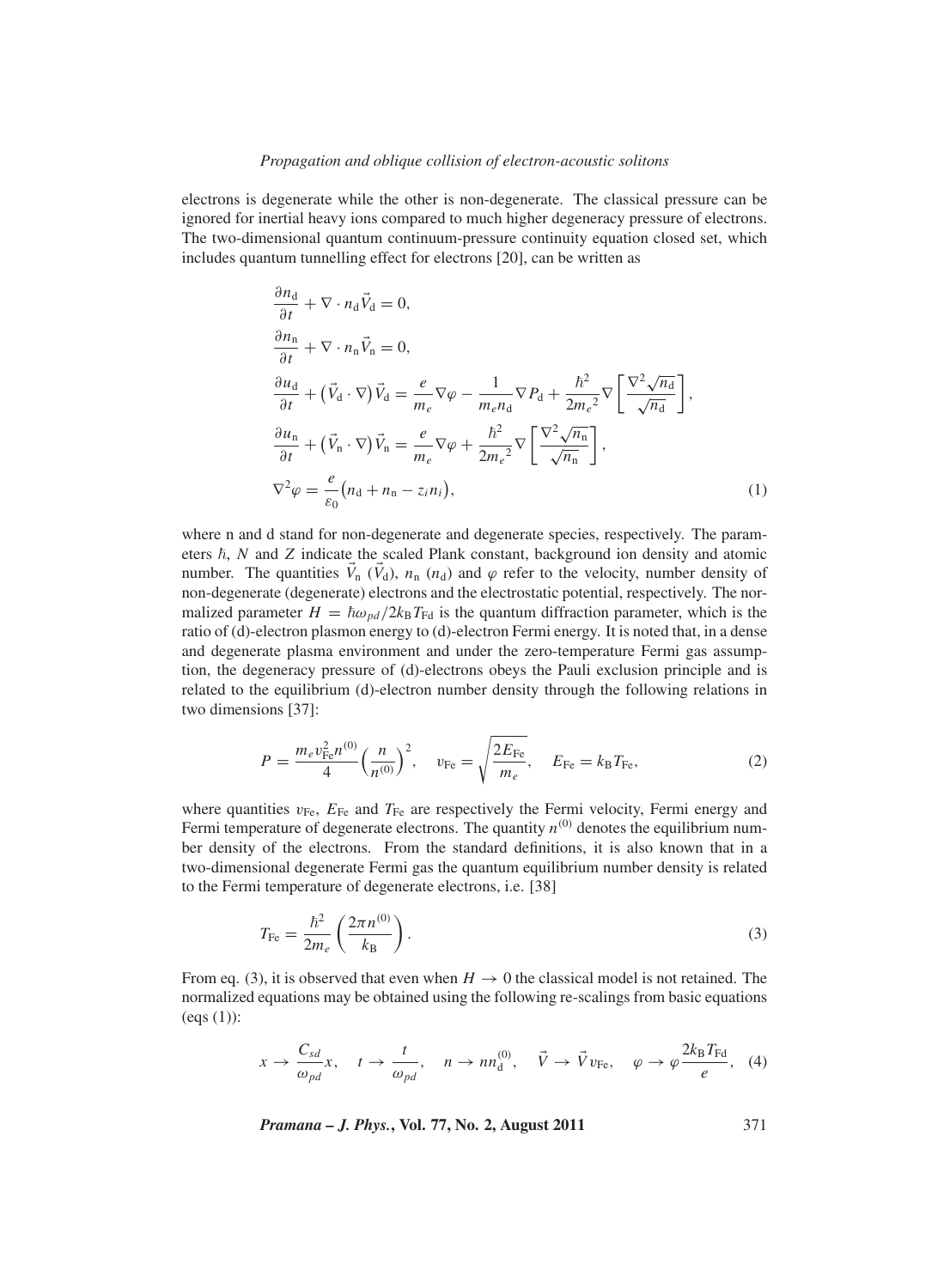electrons is degenerate while the other is non-degenerate. The classical pressure can be ignored for inertial heavy ions compared to much higher degeneracy pressure of electrons. The two-dimensional quantum continuum-pressure continuity equation closed set, which includes quantum tunnelling effect for electrons [20], can be written as

$$
\begin{aligned}
&\frac{\partial n_{\mathrm{d}}}{\partial t} + \nabla \cdot n_{\mathrm{d}} \vec{V}_{\mathrm{d}} = 0, \\
&\frac{\partial n_{\mathrm{n}}}{\partial t} + \nabla \cdot n_{\mathrm{n}} \vec{V}_{\mathrm{n}} = 0, \\
&\frac{\partial u_{\mathrm{d}}}{\partial t} + \left(\vec{V}_{\mathrm{d}} \cdot \nabla\right) \vec{V}_{\mathrm{d}} = \frac{e}{m_e} \nabla \varphi - \frac{1}{m_e n_{\mathrm{d}}} \nabla P_{\mathrm{d}} + \frac{\hbar^2}{2{m_e}^2} \nabla \left[ \frac{\nabla^2 \sqrt{n_{\mathrm{d}}}}{\sqrt{n_{\mathrm{d}}}} \right], \\
&\frac{\partial u_{\mathrm{n}}}{\partial t} + \left(\vec{V}_{\mathrm{n}} \cdot \nabla\right) \vec{V}_{\mathrm{n}} = \frac{e}{m_e} \nabla \varphi + \frac{\hbar^2}{2{m_e}^2} \nabla \left[ \frac{\nabla^2 \sqrt{n_{\mathrm{n}}}}{\sqrt{n_{\mathrm{n}}}} \right], \\
&\nabla^2 \varphi = \frac{e}{\varepsilon_0} \left( n_{\mathrm{d}} + n_{\mathrm{n}} - z_i n_i \right),
\end{aligned} \tag{1}
$$

where n and d stand for non-degenerate and degenerate species, respectively. The parameters $\hbar$, $N$ and $Z$ indicate the scaled Plank constant, background ion density and atomic number. The quantities $\vec{V}_{\mathrm{n}}$ ($\vec{V}_{\mathrm{d}}$), $n_{\mathrm{n}}$ ($n_{\mathrm{d}}$) and $\varphi$ refer to the velocity, number density of non-degenerate (degenerate) electrons and the electrostatic potential, respectively. The normalized parameter $H = \hbar\omega_{pd}/2k_{\mathrm{B}}T_{\mathrm{Fd}}$ is the quantum diffraction parameter, which is the ratio of (d)-electron plasmon energy to (d)-electron Fermi energy. It is noted that, in a dense and degenerate plasma environment and under the zero-temperature Fermi gas assumption, the degeneracy pressure of (d)-electrons obeys the Pauli exclusion principle and is related to the equilibrium (d)-electron number density through the following relations in two dimensions [37]:

$$
P = \frac{m_e v_{\mathrm{Fe}}^2 n^{(0)}}{4} \left( \frac{n}{n^{(0)}} \right)^2, \quad v_{\mathrm{Fe}} = \sqrt{\frac{2E_{\mathrm{Fe}}}{m_e}}, \quad E_{\mathrm{Fe}} = k_{\mathrm{B}} T_{\mathrm{Fe}}, \tag{2}
$$

where quantities $v_{\mathrm{Fe}}$, $E_{\mathrm{Fe}}$ and $T_{\mathrm{Fe}}$ are respectively the Fermi velocity, Fermi energy and Fermi temperature of degenerate electrons. The quantity $n^{(0)}$ denotes the equilibrium number density of the electrons. From the standard definitions, it is also known that in a two-dimensional degenerate Fermi gas the quantum equilibrium number density is related to the Fermi temperature of degenerate electrons, i.e. [38]

$$
T_{\mathrm{Fe}} = \frac{\hbar^2}{2m_e} \left( \frac{2\pi n^{(0)}}{k_{\mathrm{B}}} \right). \tag{3}
$$

From eq. (3), it is observed that even when $H \to 0$ the classical model is not retained. The normalized equations may be obtained using the following re-scalings from basic equations (eqs (1)):

$$
x \to \frac{C_{sd}}{\omega_{pd}} x, \quad t \to \frac{t}{\omega_{pd}}, \quad n \to n n_{\mathrm{d}}^{(0)}, \quad \vec{V} \to \vec{V} v_{\mathrm{Fe}}, \quad \varphi \to \varphi \frac{2k_{\mathrm{B}} T_{\mathrm{Fd}}}{e}, \tag{4}
$$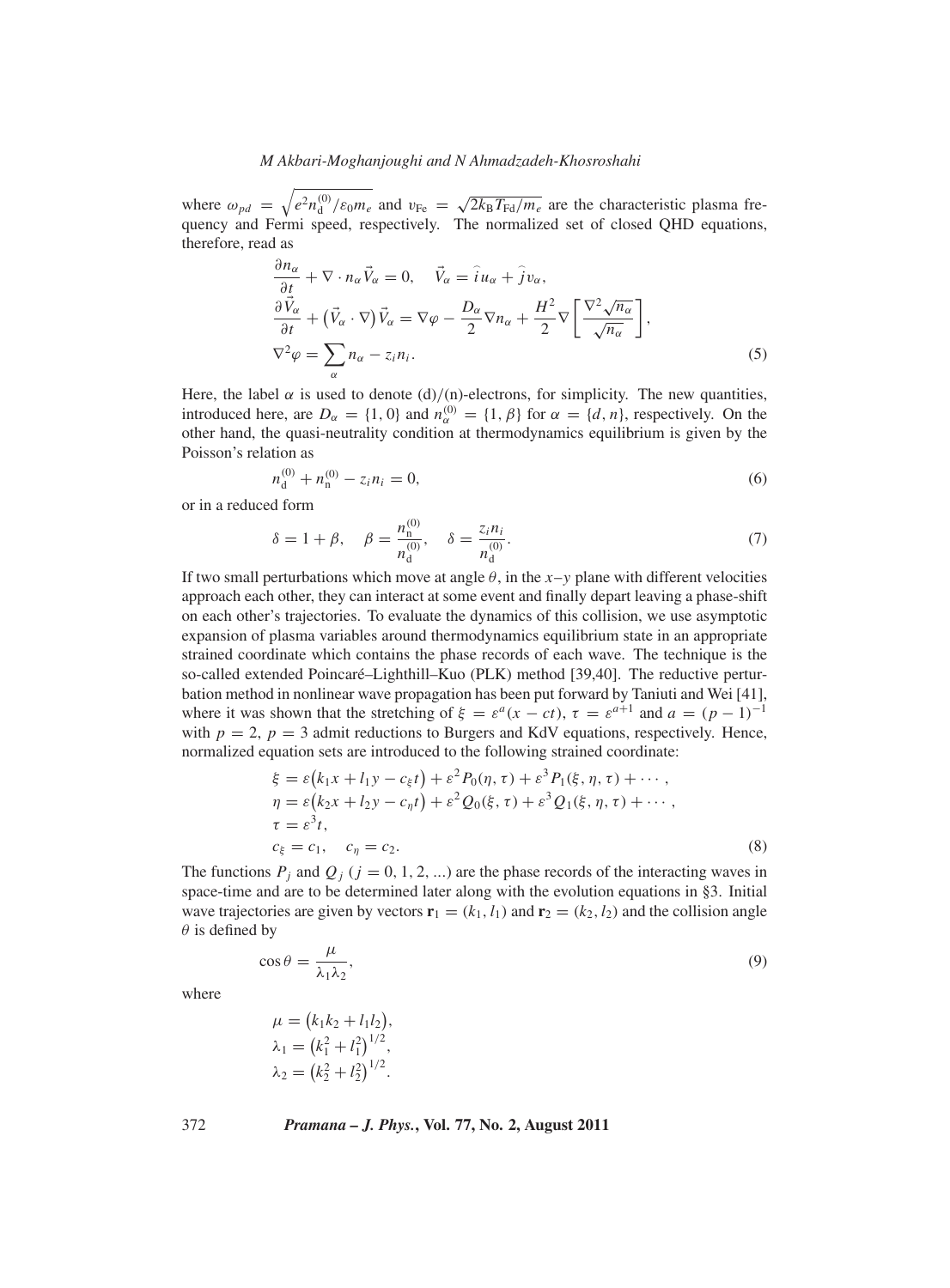where $\omega_{pd} = \sqrt{e^2 n_{\mathrm{d}}^{(0)}/\varepsilon_0 m_e}$ and $v_{\mathrm{Fe}} = \sqrt{2k_{\mathrm{B}}T_{\mathrm{Fd}}/m_e}$ are the characteristic plasma frequency and Fermi speed, respectively. The normalized set of closed QHD equations, therefore, read as

$$
\begin{aligned}
&\frac{\partial n_\alpha}{\partial t} + \nabla \cdot n_\alpha \vec{V}_\alpha = 0, \quad \vec{V}_\alpha = \hat{i} u_\alpha + \hat{j} v_\alpha, \\
&\frac{\partial \vec{V}_\alpha}{\partial t} + \left(\vec{V}_\alpha \cdot \nabla\right)\vec{V}_\alpha = \nabla \varphi - \frac{D_\alpha}{2}\nabla n_\alpha + \frac{H^2}{2}\nabla\left[\frac{\nabla^2\sqrt{n_\alpha}}{\sqrt{n_\alpha}}\right], \\
&\nabla^2 \varphi = \sum_\alpha n_\alpha - z_i n_i.
\end{aligned} \tag{5}
$$

Here, the label $\alpha$ is used to denote (d)/(n)-electrons, for simplicity. The new quantities, introduced here, are $D_\alpha = \{1, 0\}$ and $n_\alpha^{(0)} = \{1, \beta\}$ for $\alpha = \{d, n\}$, respectively. On the other hand, the quasi-neutrality condition at thermodynamics equilibrium is given by the Poisson's relation as

$$
n_{\mathrm{d}}^{(0)} + n_{\mathrm{n}}^{(0)} - z_i n_i = 0, \tag{6}
$$

or in a reduced form

$$
\delta = 1 + \beta, \quad \beta = \frac{n_{\mathrm{n}}^{(0)}}{n_{\mathrm{d}}^{(0)}}, \quad \delta = \frac{z_i n_i}{n_{\mathrm{d}}^{(0)}}. \tag{7}
$$

If two small perturbations which move at angle $\theta$, in the $x$–$y$ plane with different velocities approach each other, they can interact at some event and finally depart leaving a phase-shift on each other's trajectories. To evaluate the dynamics of this collision, we use asymptotic expansion of plasma variables around thermodynamics equilibrium state in an appropriate strained coordinate which contains the phase records of each wave. The technique is the so-called extended Poincaré–Lighthill–Kuo (PLK) method [39,40]. The reductive perturbation method in nonlinear wave propagation has been put forward by Taniuti and Wei [41], where it was shown that the stretching of $\xi = \varepsilon^a(x - ct)$, $\tau = \varepsilon^{a+1}$ and $a = (p-1)^{-1}$ with $p = 2$, $p = 3$ admit reductions to Burgers and KdV equations, respectively. Hence, normalized equation sets are introduced to the following strained coordinate:

$$
\begin{aligned}
&\xi = \varepsilon\left(k_1 x + l_1 y - c_\xi t\right) + \varepsilon^2 P_0(\eta, \tau) + \varepsilon^3 P_1(\xi, \eta, \tau) + \cdots, \\
&\eta = \varepsilon\left(k_2 x + l_2 y - c_\eta t\right) + \varepsilon^2 Q_0(\xi, \tau) + \varepsilon^3 Q_1(\xi, \eta, \tau) + \cdots, \\
&\tau = \varepsilon^3 t, \\
&c_\xi = c_1, \quad c_\eta = c_2.
\end{aligned} \tag{8}
$$

The functions $P_j$ and $Q_j$ ($j = 0, 1, 2, \ldots$) are the phase records of the interacting waves in space-time and are to be determined later along with the evolution equations in §3. Initial wave trajectories are given by vectors $\mathbf{r}_1 = (k_1, l_1)$ and $\mathbf{r}_2 = (k_2, l_2)$ and the collision angle $\theta$ is defined by

$$
\cos\theta = \frac{\mu}{\lambda_1 \lambda_2}, \tag{9}
$$

where

$$
\begin{aligned}
&\mu = \left(k_1 k_2 + l_1 l_2\right), \\
&\lambda_1 = \left(k_1^2 + l_1^2\right)^{1/2}, \\
&\lambda_2 = \left(k_2^2 + l_2^2\right)^{1/2}.
\end{aligned}
$$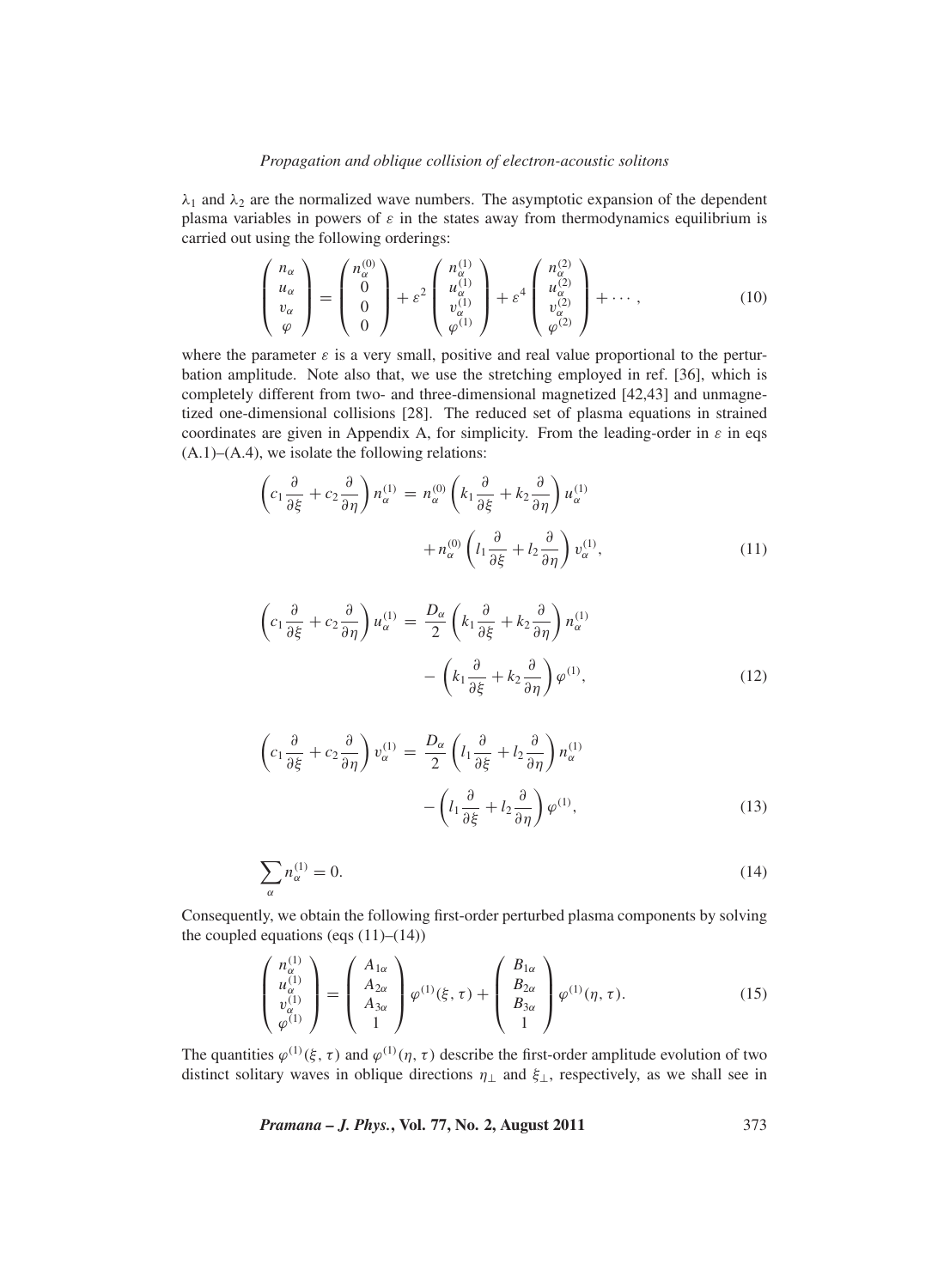$\lambda_1$ and $\lambda_2$ are the normalized wave numbers. The asymptotic expansion of the dependent plasma variables in powers of $\varepsilon$ in the states away from thermodynamics equilibrium is carried out using the following orderings:

$$
\begin{pmatrix} n_\alpha \\ u_\alpha \\ v_\alpha \\ \varphi \end{pmatrix} = \begin{pmatrix} n_\alpha^{(0)} \\ 0 \\ 0 \\ 0 \end{pmatrix} + \varepsilon^2 \begin{pmatrix} n_\alpha^{(1)} \\ u_\alpha^{(1)} \\ v_\alpha^{(1)} \\ \varphi^{(1)} \end{pmatrix} + \varepsilon^4 \begin{pmatrix} n_\alpha^{(2)} \\ u_\alpha^{(2)} \\ v_\alpha^{(2)} \\ \varphi^{(2)} \end{pmatrix} + \cdots , \tag{10}
$$

where the parameter $\varepsilon$ is a very small, positive and real value proportional to the perturbation amplitude. Note also that, we use the stretching employed in ref. [36], which is completely different from two- and three-dimensional magnetized [42,43] and unmagnetized one-dimensional collisions [28]. The reduced set of plasma equations in strained coordinates are given in Appendix A, for simplicity. From the leading-order in $\varepsilon$ in eqs (A.1)–(A.4), we isolate the following relations:

$$
\begin{aligned}
\left( c_1 \frac{\partial}{\partial \xi} + c_2 \frac{\partial}{\partial \eta} \right) n_\alpha^{(1)} = \; & n_\alpha^{(0)} \left( k_1 \frac{\partial}{\partial \xi} + k_2 \frac{\partial}{\partial \eta} \right) u_\alpha^{(1)} \\
& + n_\alpha^{(0)} \left( l_1 \frac{\partial}{\partial \xi} + l_2 \frac{\partial}{\partial \eta} \right) v_\alpha^{(1)},
\end{aligned} \tag{11}
$$

$$
\begin{aligned}
\left( c_1 \frac{\partial}{\partial \xi} + c_2 \frac{\partial}{\partial \eta} \right) u_\alpha^{(1)} = \; & \frac{D_\alpha}{2} \left( k_1 \frac{\partial}{\partial \xi} + k_2 \frac{\partial}{\partial \eta} \right) n_\alpha^{(1)} \\
& - \left( k_1 \frac{\partial}{\partial \xi} + k_2 \frac{\partial}{\partial \eta} \right) \varphi^{(1)},
\end{aligned} \tag{12}
$$

$$
\begin{aligned}
\left( c_1 \frac{\partial}{\partial \xi} + c_2 \frac{\partial}{\partial \eta} \right) v_\alpha^{(1)} = \; & \frac{D_\alpha}{2} \left( l_1 \frac{\partial}{\partial \xi} + l_2 \frac{\partial}{\partial \eta} \right) n_\alpha^{(1)} \\
& - \left( l_1 \frac{\partial}{\partial \xi} + l_2 \frac{\partial}{\partial \eta} \right) \varphi^{(1)},
\end{aligned} \tag{13}
$$

$$
\sum_\alpha n_\alpha^{(1)} = 0. \tag{14}
$$

Consequently, we obtain the following first-order perturbed plasma components by solving the coupled equations (eqs (11)–(14))

$$
\begin{pmatrix} n_\alpha^{(1)} \\ u_\alpha^{(1)} \\ v_\alpha^{(1)} \\ \varphi^{(1)} \end{pmatrix} = \begin{pmatrix} A_{1\alpha} \\ A_{2\alpha} \\ A_{3\alpha} \\ 1 \end{pmatrix} \varphi^{(1)}(\xi, \tau) + \begin{pmatrix} B_{1\alpha} \\ B_{2\alpha} \\ B_{3\alpha} \\ 1 \end{pmatrix} \varphi^{(1)}(\eta, \tau). \tag{15}
$$

The quantities $\varphi^{(1)}(\xi, \tau)$ and $\varphi^{(1)}(\eta, \tau)$ describe the first-order amplitude evolution of two distinct solitary waves in oblique directions $\eta_\perp$ and $\xi_\perp$, respectively, as we shall see in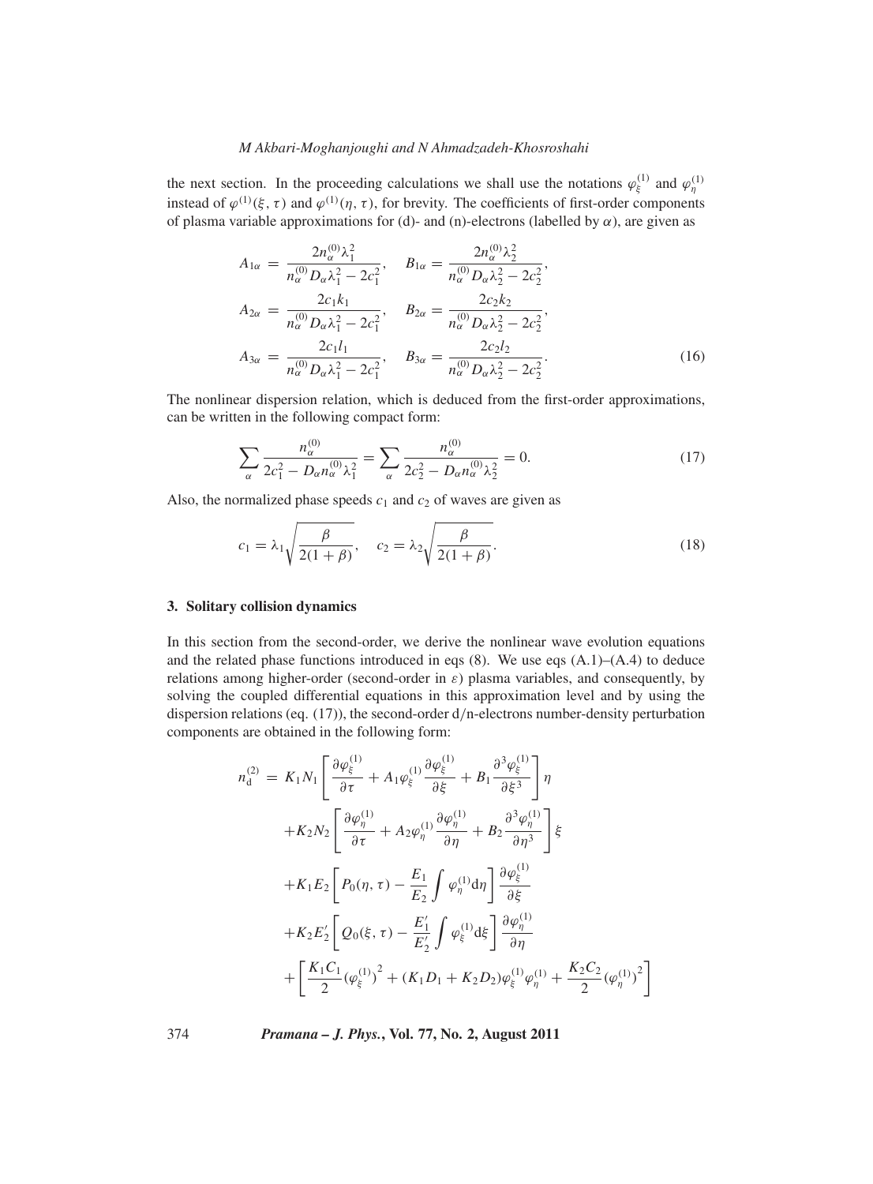the next section. In the proceeding calculations we shall use the notations $\varphi_\xi^{(1)}$ and $\varphi_\eta^{(1)}$ instead of $\varphi^{(1)}(\xi, \tau)$ and $\varphi^{(1)}(\eta, \tau)$, for brevity. The coefficients of first-order components of plasma variable approximations for (d)- and (n)-electrons (labelled by $\alpha$), are given as

$$
\begin{aligned}
A_{1\alpha} &= \frac{2n_\alpha^{(0)}\lambda_1^2}{n_\alpha^{(0)}D_\alpha\lambda_1^2 - 2c_1^2}, \quad B_{1\alpha} = \frac{2n_\alpha^{(0)}\lambda_2^2}{n_\alpha^{(0)}D_\alpha\lambda_2^2 - 2c_2^2}, \\
A_{2\alpha} &= \frac{2c_1 k_1}{n_\alpha^{(0)}D_\alpha\lambda_1^2 - 2c_1^2}, \quad B_{2\alpha} = \frac{2c_2 k_2}{n_\alpha^{(0)}D_\alpha\lambda_2^2 - 2c_2^2}, \\
A_{3\alpha} &= \frac{2c_1 l_1}{n_\alpha^{(0)}D_\alpha\lambda_1^2 - 2c_1^2}, \quad B_{3\alpha} = \frac{2c_2 l_2}{n_\alpha^{(0)}D_\alpha\lambda_2^2 - 2c_2^2}.
\end{aligned}
\tag{16}
$$

The nonlinear dispersion relation, which is deduced from the first-order approximations, can be written in the following compact form:

$$
\sum_\alpha \frac{n_\alpha^{(0)}}{2c_1^2 - D_\alpha n_\alpha^{(0)}\lambda_1^2} = \sum_\alpha \frac{n_\alpha^{(0)}}{2c_2^2 - D_\alpha n_\alpha^{(0)}\lambda_2^2} = 0. \tag{17}
$$

Also, the normalized phase speeds $c_1$ and $c_2$ of waves are given as

$$
c_1 = \lambda_1\sqrt{\frac{\beta}{2(1+\beta)}}, \quad c_2 = \lambda_2\sqrt{\frac{\beta}{2(1+\beta)}}. \tag{18}
$$

## 3. Solitary collision dynamics

In this section from the second-order, we derive the nonlinear wave evolution equations and the related phase functions introduced in eqs (8). We use eqs (A.1)–(A.4) to deduce relations among higher-order (second-order in $\varepsilon$) plasma variables, and consequently, by solving the coupled differential equations in this approximation level and by using the dispersion relations (eq. (17)), the second-order d/n-electrons number-density perturbation components are obtained in the following form:

$$
\begin{aligned}
n_{\mathrm{d}}^{(2)} &= K_1 N_1 \left[\frac{\partial \varphi_\xi^{(1)}}{\partial \tau} + A_1 \varphi_\xi^{(1)} \frac{\partial \varphi_\xi^{(1)}}{\partial \xi} + B_1 \frac{\partial^3 \varphi_\xi^{(1)}}{\partial \xi^3}\right]\eta \\
&\quad + K_2 N_2 \left[\frac{\partial \varphi_\eta^{(1)}}{\partial \tau} + A_2 \varphi_\eta^{(1)} \frac{\partial \varphi_\eta^{(1)}}{\partial \eta} + B_2 \frac{\partial^3 \varphi_\eta^{(1)}}{\partial \eta^3}\right]\xi \\
&\quad + K_1 E_2 \left[P_0(\eta, \tau) - \frac{E_1}{E_2}\int \varphi_\eta^{(1)} \mathrm{d}\eta\right]\frac{\partial \varphi_\xi^{(1)}}{\partial \xi} \\
&\quad + K_2 E_2' \left[Q_0(\xi, \tau) - \frac{E_1'}{E_2'}\int \varphi_\xi^{(1)} \mathrm{d}\xi\right]\frac{\partial \varphi_\eta^{(1)}}{\partial \eta} \\
&\quad + \left[\frac{K_1 C_1}{2}(\varphi_\xi^{(1)})^2 + (K_1 D_1 + K_2 D_2)\varphi_\xi^{(1)}\varphi_\eta^{(1)} + \frac{K_2 C_2}{2}(\varphi_\eta^{(1)})^2\right]
\end{aligned}
$$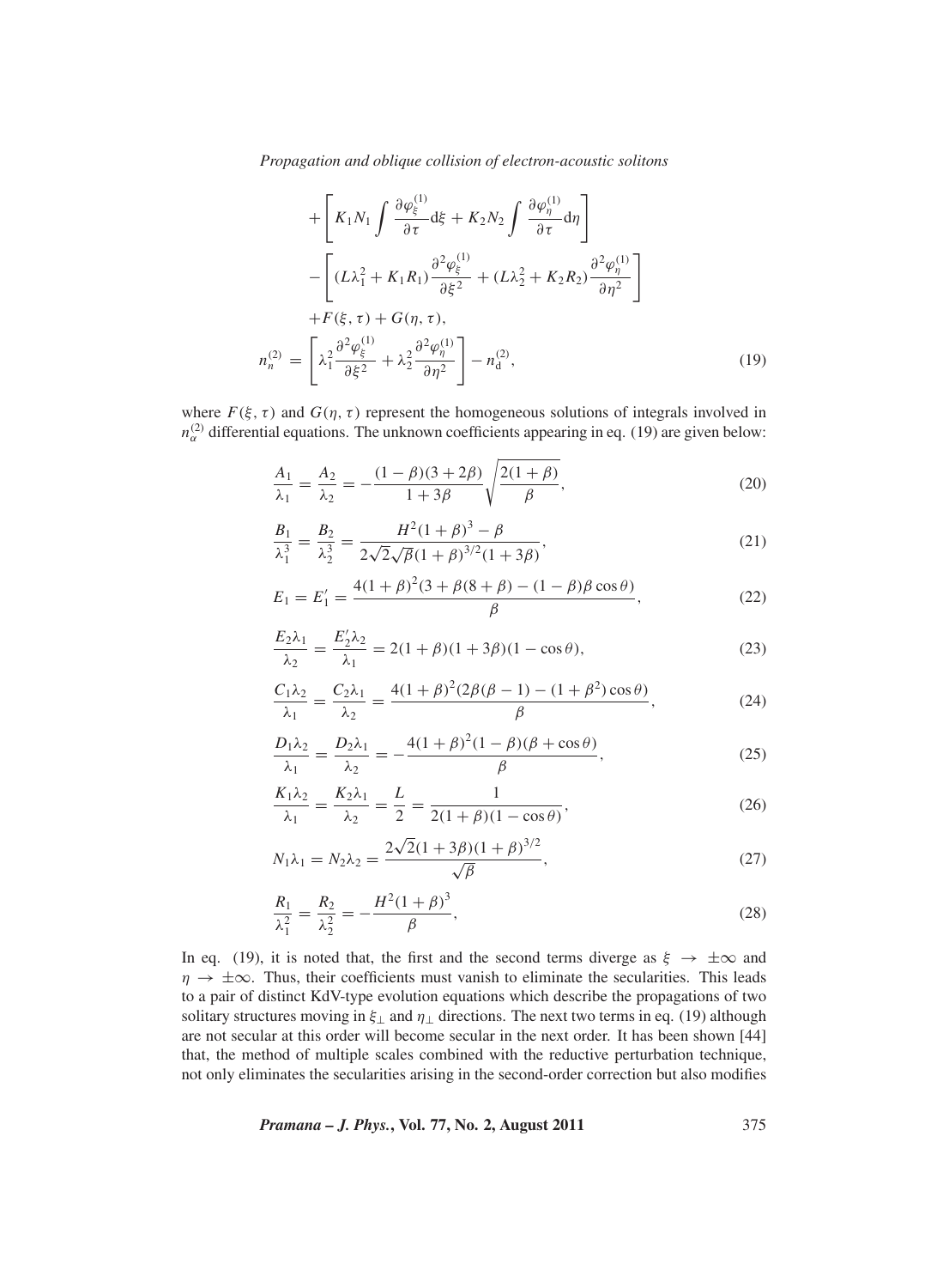$$
\begin{aligned}
&+\left[K_1 N_1 \int \frac{\partial \varphi_\xi^{(1)}}{\partial \tau} \mathrm{d}\xi + K_2 N_2 \int \frac{\partial \varphi_\eta^{(1)}}{\partial \tau} \mathrm{d}\eta\right] \\
&-\left[(L\lambda_1^2 + K_1 R_1)\frac{\partial^2 \varphi_\xi^{(1)}}{\partial \xi^2} + (L\lambda_2^2 + K_2 R_2)\frac{\partial^2 \varphi_\eta^{(1)}}{\partial \eta^2}\right] \\
&+F(\xi,\tau) + G(\eta,\tau), \\
n_n^{(2)} &= \left[\lambda_1^2 \frac{\partial^2 \varphi_\xi^{(1)}}{\partial \xi^2} + \lambda_2^2 \frac{\partial^2 \varphi_\eta^{(1)}}{\partial \eta^2}\right] - n_\mathrm{d}^{(2)},
\end{aligned} \tag{19}
$$

where $F(\xi, \tau)$ and $G(\eta, \tau)$ represent the homogeneous solutions of integrals involved in $n_\alpha^{(2)}$ differential equations. The unknown coefficients appearing in eq. (19) are given below:

$$
\frac{A_1}{\lambda_1} = \frac{A_2}{\lambda_2} = -\frac{(1-\beta)(3+2\beta)}{1+3\beta}\sqrt{\frac{2(1+\beta)}{\beta}}, \tag{20}
$$

$$
\frac{B_1}{\lambda_1^3} = \frac{B_2}{\lambda_2^3} = \frac{H^2(1+\beta)^3 - \beta}{2\sqrt{2}\sqrt{\beta}(1+\beta)^{3/2}(1+3\beta)}, \tag{21}
$$

$$
E_1 = E_1' = \frac{4(1+\beta)^2(3+\beta(8+\beta) - (1-\beta)\beta\cos\theta)}{\beta}, \tag{22}
$$

$$
\frac{E_2\lambda_1}{\lambda_2} = \frac{E_2'\lambda_2}{\lambda_1} = 2(1+\beta)(1+3\beta)(1-\cos\theta), \tag{23}
$$

$$
\frac{C_1\lambda_2}{\lambda_1} = \frac{C_2\lambda_1}{\lambda_2} = \frac{4(1+\beta)^2(2\beta(\beta-1) - (1+\beta^2)\cos\theta)}{\beta}, \tag{24}
$$

$$
\frac{D_1\lambda_2}{\lambda_1} = \frac{D_2\lambda_1}{\lambda_2} = -\frac{4(1+\beta)^2(1-\beta)(\beta+\cos\theta)}{\beta}, \tag{25}
$$

$$
\frac{K_1\lambda_2}{\lambda_1} = \frac{K_2\lambda_1}{\lambda_2} = \frac{L}{2} = \frac{1}{2(1+\beta)(1-\cos\theta)}, \tag{26}
$$

$$
N_1\lambda_1 = N_2\lambda_2 = \frac{2\sqrt{2}(1+3\beta)(1+\beta)^{3/2}}{\sqrt{\beta}}, \tag{27}
$$

$$
\frac{R_1}{\lambda_1^2} = \frac{R_2}{\lambda_2^2} = -\frac{H^2(1+\beta)^3}{\beta}, \tag{28}
$$

In eq. (19), it is noted that, the first and the second terms diverge as $\xi \to \pm\infty$ and $\eta \to \pm\infty$. Thus, their coefficients must vanish to eliminate the secularities. This leads to a pair of distinct KdV-type evolution equations which describe the propagations of two solitary structures moving in $\xi_\perp$ and $\eta_\perp$ directions. The next two terms in eq. (19) although are not secular at this order will become secular in the next order. It has been shown [44] that, the method of multiple scales combined with the reductive perturbation technique, not only eliminates the secularities arising in the second-order correction but also modifies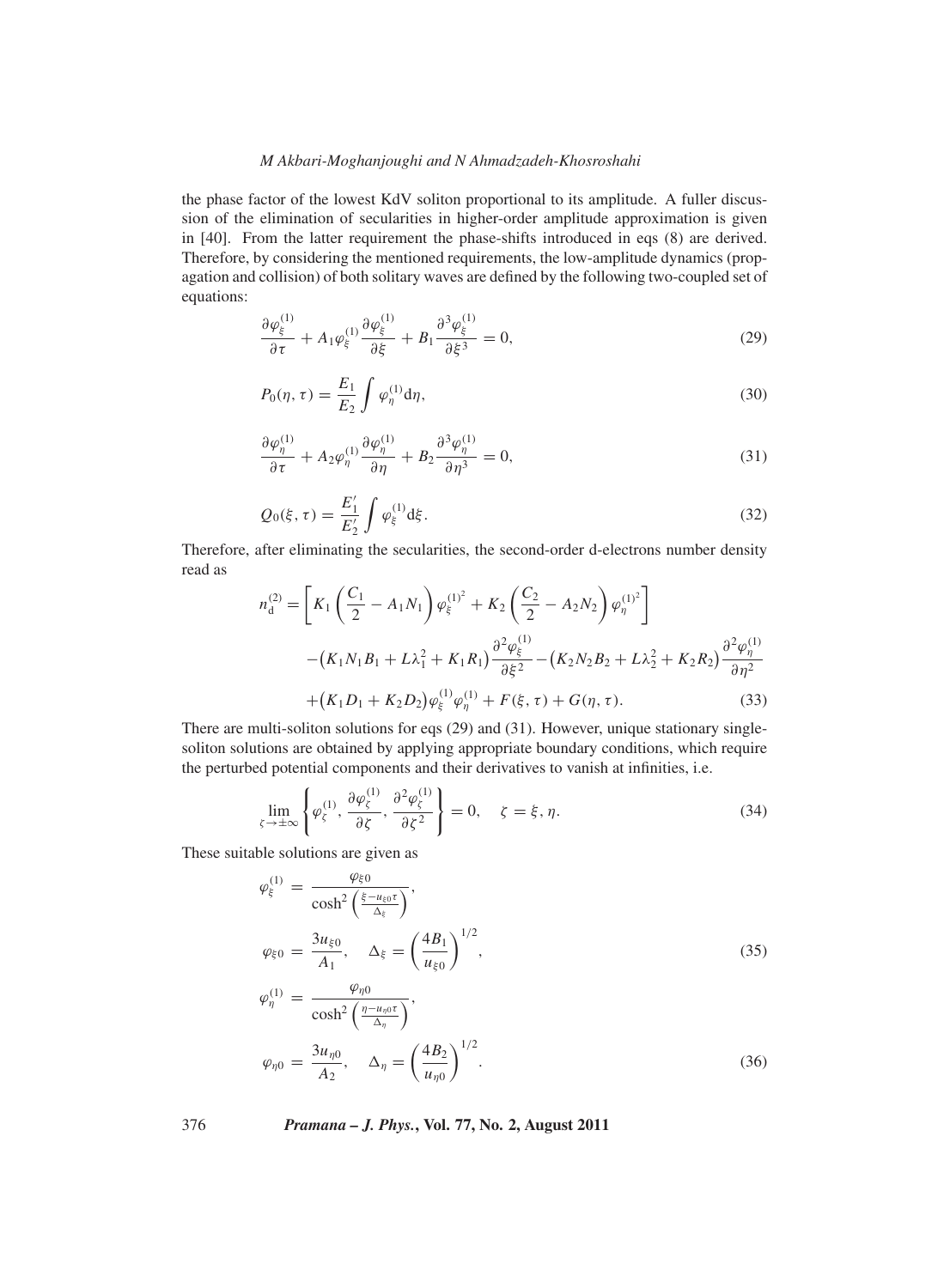the phase factor of the lowest KdV soliton proportional to its amplitude. A fuller discussion of the elimination of secularities in higher-order amplitude approximation is given in [40]. From the latter requirement the phase-shifts introduced in eqs (8) are derived. Therefore, by considering the mentioned requirements, the low-amplitude dynamics (propagation and collision) of both solitary waves are defined by the following two-coupled set of equations:

$$\frac{\partial \varphi_{\xi}^{(1)}}{\partial \tau} + A_1 \varphi_{\xi}^{(1)} \frac{\partial \varphi_{\xi}^{(1)}}{\partial \xi} + B_1 \frac{\partial^3 \varphi_{\xi}^{(1)}}{\partial \xi^3} = 0, \tag{29}$$

$$P_0(\eta, \tau) = \frac{E_1}{E_2} \int \varphi_{\eta}^{(1)} \mathrm{d}\eta, \tag{30}$$

$$\frac{\partial \varphi_{\eta}^{(1)}}{\partial \tau} + A_2 \varphi_{\eta}^{(1)} \frac{\partial \varphi_{\eta}^{(1)}}{\partial \eta} + B_2 \frac{\partial^3 \varphi_{\eta}^{(1)}}{\partial \eta^3} = 0, \tag{31}$$

$$Q_0(\xi, \tau) = \frac{E_1'}{E_2'} \int \varphi_{\xi}^{(1)} \mathrm{d}\xi. \tag{32}$$

Therefore, after eliminating the secularities, the second-order d-electrons number density read as

$$\begin{aligned} n_{\mathrm{d}}^{(2)} = &\left[ K_1 \left( \frac{C_1}{2} - A_1 N_1 \right) \varphi_{\xi}^{(1)^2} + K_2 \left( \frac{C_2}{2} - A_2 N_2 \right) \varphi_{\eta}^{(1)^2} \right] \\ &- \left( K_1 N_1 B_1 + L\lambda_1^2 + K_1 R_1 \right) \frac{\partial^2 \varphi_{\xi}^{(1)}}{\partial \xi^2} - \left( K_2 N_2 B_2 + L\lambda_2^2 + K_2 R_2 \right) \frac{\partial^2 \varphi_{\eta}^{(1)}}{\partial \eta^2} \\ &+ \left( K_1 D_1 + K_2 D_2 \right) \varphi_{\xi}^{(1)} \varphi_{\eta}^{(1)} + F(\xi, \tau) + G(\eta, \tau). \end{aligned} \tag{33}$$

There are multi-soliton solutions for eqs (29) and (31). However, unique stationary single-soliton solutions are obtained by applying appropriate boundary conditions, which require the perturbed potential components and their derivatives to vanish at infinities, i.e.

$$\lim_{\zeta \to \pm\infty} \left\{ \varphi_{\zeta}^{(1)}, \frac{\partial \varphi_{\zeta}^{(1)}}{\partial \zeta}, \frac{\partial^2 \varphi_{\zeta}^{(1)}}{\partial \zeta^2} \right\} = 0, \quad \zeta = \xi, \eta. \tag{34}$$

These suitable solutions are given as

$$\begin{aligned} \varphi_{\xi}^{(1)} &= \frac{\varphi_{\xi 0}}{\cosh^2 \left( \frac{\xi - u_{\xi 0} \tau}{\Delta_{\xi}} \right)}, \\ \varphi_{\xi 0} &= \frac{3 u_{\xi 0}}{A_1}, \quad \Delta_{\xi} = \left( \frac{4 B_1}{u_{\xi 0}} \right)^{1/2}, \end{aligned} \tag{35}$$

$$\begin{aligned} \varphi_{\eta}^{(1)} &= \frac{\varphi_{\eta 0}}{\cosh^2 \left( \frac{\eta - u_{\eta 0} \tau}{\Delta_{\eta}} \right)}, \\ \varphi_{\eta 0} &= \frac{3 u_{\eta 0}}{A_2}, \quad \Delta_{\eta} = \left( \frac{4 B_2}{u_{\eta 0}} \right)^{1/2}. \end{aligned} \tag{36}$$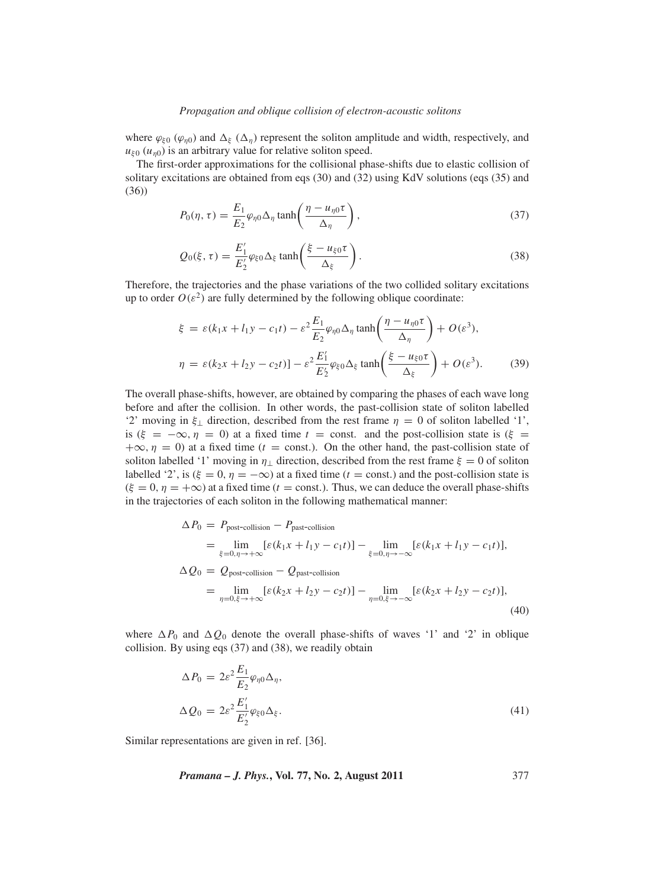where $\varphi_{\xi 0}$ ($\varphi_{\eta 0}$) and $\Delta_\xi$ ($\Delta_\eta$) represent the soliton amplitude and width, respectively, and $u_{\xi 0}$ ($u_{\eta 0}$) is an arbitrary value for relative soliton speed.

The first-order approximations for the collisional phase-shifts due to elastic collision of solitary excitations are obtained from eqs (30) and (32) using KdV solutions (eqs (35) and (36))

$$P_0(\eta, \tau) = \frac{E_1}{E_2}\varphi_{\eta 0}\Delta_\eta \tanh\left(\frac{\eta - u_{\eta 0}\tau}{\Delta_\eta}\right), \tag{37}$$

$$Q_0(\xi, \tau) = \frac{E_1'}{E_2'}\varphi_{\xi 0}\Delta_\xi \tanh\left(\frac{\xi - u_{\xi 0}\tau}{\Delta_\xi}\right). \tag{38}$$

Therefore, the trajectories and the phase variations of the two collided solitary excitations up to order $O(\varepsilon^2)$ are fully determined by the following oblique coordinate:

$$\begin{aligned}
\xi &= \varepsilon(k_1 x + l_1 y - c_1 t) - \varepsilon^2 \frac{E_1}{E_2}\varphi_{\eta 0}\Delta_\eta \tanh\left(\frac{\eta - u_{\eta 0}\tau}{\Delta_\eta}\right) + O(\varepsilon^3), \\
\eta &= \varepsilon(k_2 x + l_2 y - c_2 t)] - \varepsilon^2 \frac{E_1'}{E_2'}\varphi_{\xi 0}\Delta_\xi \tanh\left(\frac{\xi - u_{\xi 0}\tau}{\Delta_\xi}\right) + O(\varepsilon^3).
\end{aligned} \tag{39}$$

The overall phase-shifts, however, are obtained by comparing the phases of each wave long before and after the collision. In other words, the past-collision state of soliton labelled '2' moving in $\xi_\perp$ direction, described from the rest frame $\eta = 0$ of soliton labelled '1', is ($\xi = -\infty, \eta = 0$) at a fixed time $t$ = const. and the post-collision state is ($\xi = +\infty, \eta = 0$) at a fixed time ($t$ = const.). On the other hand, the past-collision state of soliton labelled '1' moving in $\eta_\perp$ direction, described from the rest frame $\xi = 0$ of soliton labelled '2', is ($\xi = 0, \eta = -\infty$) at a fixed time ($t$ = const.) and the post-collision state is ($\xi = 0, \eta = +\infty$) at a fixed time ($t$ = const.). Thus, we can deduce the overall phase-shifts in the trajectories of each soliton in the following mathematical manner:

$$\begin{aligned}
\Delta P_0 &= P_{\text{post-collision}} - P_{\text{past-collision}} \\
&= \lim_{\xi=0, \eta\to+\infty}[\varepsilon(k_1 x + l_1 y - c_1 t)] - \lim_{\xi=0, \eta\to-\infty}[\varepsilon(k_1 x + l_1 y - c_1 t)], \\
\Delta Q_0 &= Q_{\text{post-collision}} - Q_{\text{past-collision}} \\
&= \lim_{\eta=0, \xi\to+\infty}[\varepsilon(k_2 x + l_2 y - c_2 t)] - \lim_{\eta=0, \xi\to-\infty}[\varepsilon(k_2 x + l_2 y - c_2 t)],
\end{aligned} \tag{40}$$

where $\Delta P_0$ and $\Delta Q_0$ denote the overall phase-shifts of waves '1' and '2' in oblique collision. By using eqs (37) and (38), we readily obtain

$$\begin{aligned}
\Delta P_0 &= 2\varepsilon^2 \frac{E_1}{E_2}\varphi_{\eta 0}\Delta_\eta, \\
\Delta Q_0 &= 2\varepsilon^2 \frac{E_1'}{E_2'}\varphi_{\xi 0}\Delta_\xi.
\end{aligned} \tag{41}$$

Similar representations are given in ref. [36].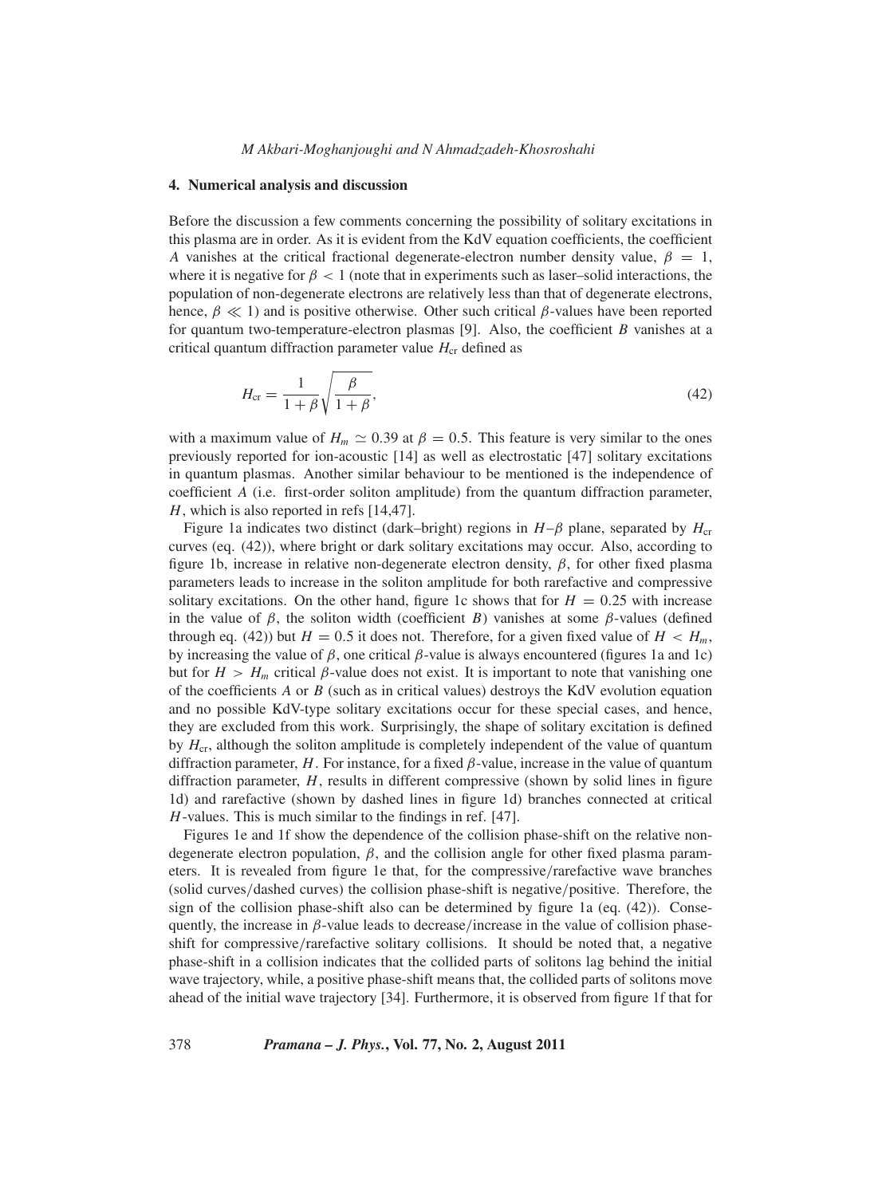## 4. Numerical analysis and discussion

Before the discussion a few comments concerning the possibility of solitary excitations in this plasma are in order. As it is evident from the KdV equation coefficients, the coefficient $A$ vanishes at the critical fractional degenerate-electron number density value, $\beta = 1$, where it is negative for $\beta < 1$ (note that in experiments such as laser–solid interactions, the population of non-degenerate electrons are relatively less than that of degenerate electrons, hence, $\beta \ll 1$) and is positive otherwise. Other such critical $\beta$-values have been reported for quantum two-temperature-electron plasmas [9]. Also, the coefficient $B$ vanishes at a critical quantum diffraction parameter value $H_{\rm cr}$ defined as

$$H_{\rm cr} = \frac{1}{1+\beta}\sqrt{\frac{\beta}{1+\beta}}, \tag{42}$$

with a maximum value of $H_m \simeq 0.39$ at $\beta = 0.5$. This feature is very similar to the ones previously reported for ion-acoustic [14] as well as electrostatic [47] solitary excitations in quantum plasmas. Another similar behaviour to be mentioned is the independence of coefficient $A$ (i.e. first-order soliton amplitude) from the quantum diffraction parameter, $H$, which is also reported in refs [14,47].

Figure 1a indicates two distinct (dark–bright) regions in $H$–$\beta$ plane, separated by $H_{\rm cr}$ curves (eq. (42)), where bright or dark solitary excitations may occur. Also, according to figure 1b, increase in relative non-degenerate electron density, $\beta$, for other fixed plasma parameters leads to increase in the soliton amplitude for both rarefactive and compressive solitary excitations. On the other hand, figure 1c shows that for $H = 0.25$ with increase in the value of $\beta$, the soliton width (coefficient $B$) vanishes at some $\beta$-values (defined through eq. (42)) but $H = 0.5$ it does not. Therefore, for a given fixed value of $H < H_m$, by increasing the value of $\beta$, one critical $\beta$-value is always encountered (figures 1a and 1c) but for $H > H_m$ critical $\beta$-value does not exist. It is important to note that vanishing one of the coefficients $A$ or $B$ (such as in critical values) destroys the KdV evolution equation and no possible KdV-type solitary excitations occur for these special cases, and hence, they are excluded from this work. Surprisingly, the shape of solitary excitation is defined by $H_{\rm cr}$, although the soliton amplitude is completely independent of the value of quantum diffraction parameter, $H$. For instance, for a fixed $\beta$-value, increase in the value of quantum diffraction parameter, $H$, results in different compressive (shown by solid lines in figure 1d) and rarefactive (shown by dashed lines in figure 1d) branches connected at critical $H$-values. This is much similar to the findings in ref. [47].

Figures 1e and 1f show the dependence of the collision phase-shift on the relative non-degenerate electron population, $\beta$, and the collision angle for other fixed plasma parameters. It is revealed from figure 1e that, for the compressive/rarefactive wave branches (solid curves/dashed curves) the collision phase-shift is negative/positive. Therefore, the sign of the collision phase-shift also can be determined by figure 1a (eq. (42)). Consequently, the increase in $\beta$-value leads to decrease/increase in the value of collision phase-shift for compressive/rarefactive solitary collisions. It should be noted that, a negative phase-shift in a collision indicates that the collided parts of solitons lag behind the initial wave trajectory, while, a positive phase-shift means that, the collided parts of solitons move ahead of the initial wave trajectory [34]. Furthermore, it is observed from figure 1f that for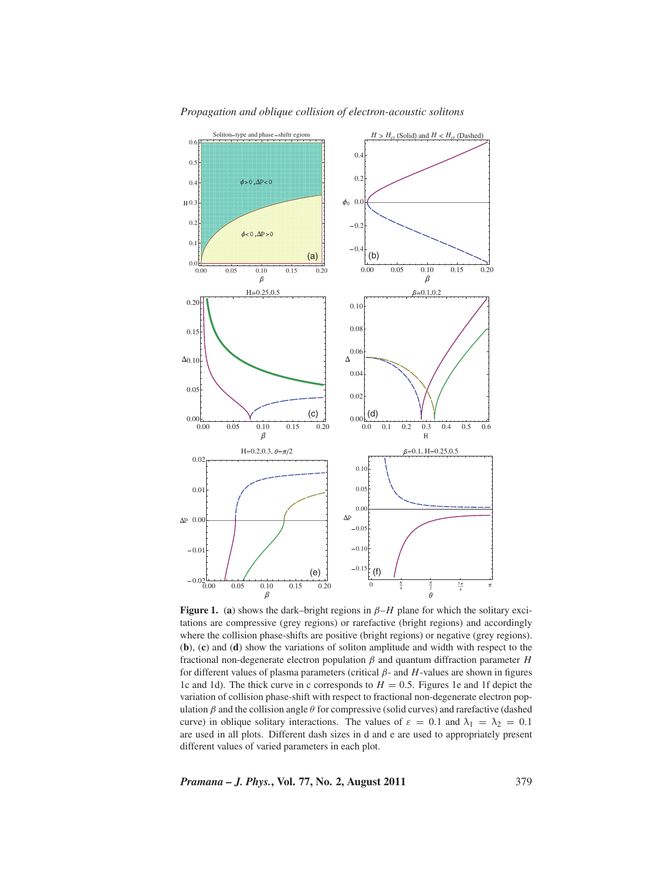**Figure 1.** (**a**) shows the dark–bright regions in $\beta$–$H$ plane for which the solitary excitations are compressive (grey regions) or rarefactive (bright regions) and accordingly where the collision phase-shifts are positive (bright regions) or negative (grey regions). (**b**), (**c**) and (**d**) show the variations of soliton amplitude and width with respect to the fractional non-degenerate electron population $\beta$ and quantum diffraction parameter $H$ for different values of plasma parameters (critical $\beta$- and $H$-values are shown in figures 1c and 1d). The thick curve in c corresponds to $H = 0.5$. Figures 1e and 1f depict the variation of collision phase-shift with respect to fractional non-degenerate electron population $\beta$ and the collision angle $\theta$ for compressive (solid curves) and rarefactive (dashed curve) in oblique solitary interactions. The values of $\varepsilon = 0.1$ and $\lambda_1 = \lambda_2 = 0.1$ are used in all plots. Different dash sizes in d and e are used to appropriately present different values of varied parameters in each plot.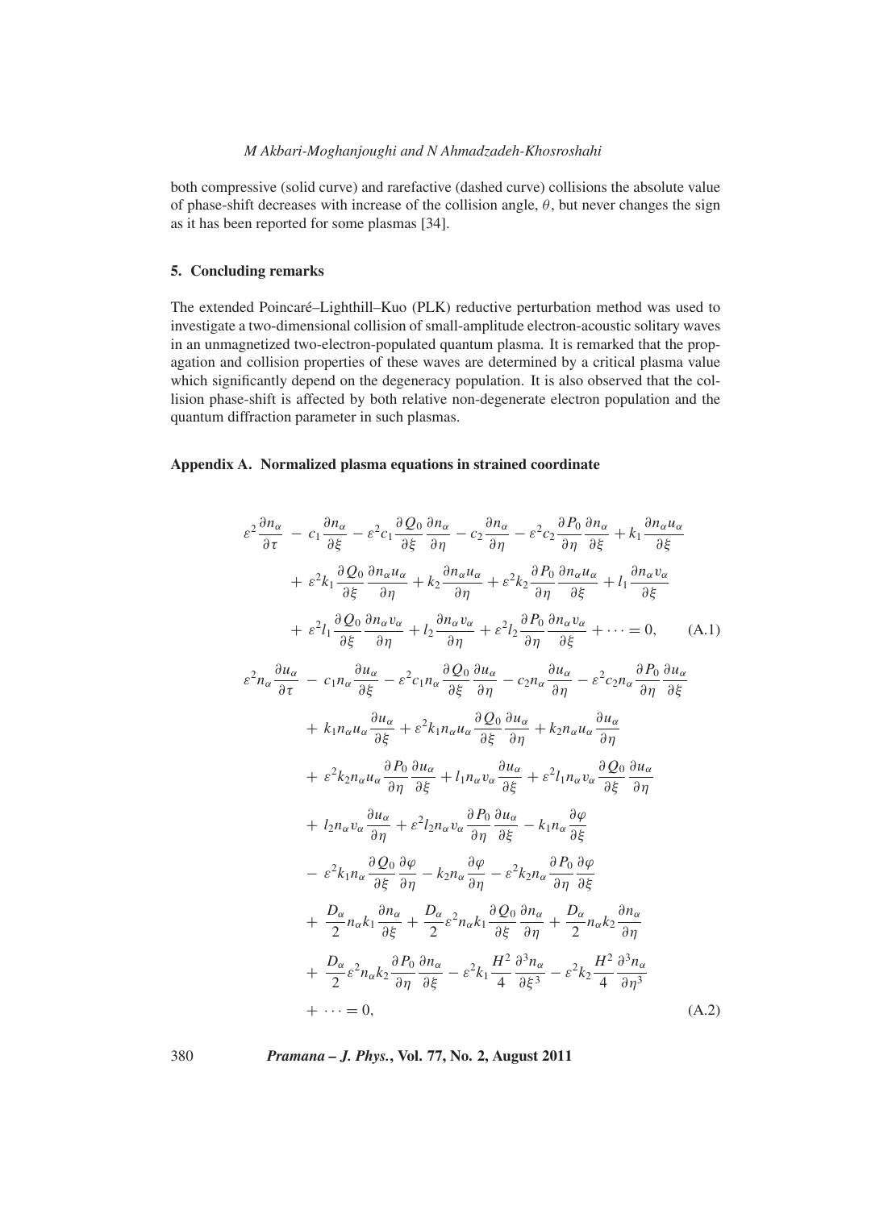both compressive (solid curve) and rarefactive (dashed curve) collisions the absolute value of phase-shift decreases with increase of the collision angle, $\theta$, but never changes the sign as it has been reported for some plasmas [34].

## 5. Concluding remarks

The extended Poincaré–Lighthill–Kuo (PLK) reductive perturbation method was used to investigate a two-dimensional collision of small-amplitude electron-acoustic solitary waves in an unmagnetized two-electron-populated quantum plasma. It is remarked that the propagation and collision properties of these waves are determined by a critical plasma value which significantly depend on the degeneracy population. It is also observed that the collision phase-shift is affected by both relative non-degenerate electron population and the quantum diffraction parameter in such plasmas.

## Appendix A. Normalized plasma equations in strained coordinate

$$
\begin{aligned}
\varepsilon^2 \frac{\partial n_\alpha}{\partial \tau} &- c_1 \frac{\partial n_\alpha}{\partial \xi} - \varepsilon^2 c_1 \frac{\partial Q_0}{\partial \xi}\frac{\partial n_\alpha}{\partial \eta} - c_2 \frac{\partial n_\alpha}{\partial \eta} - \varepsilon^2 c_2 \frac{\partial P_0}{\partial \eta}\frac{\partial n_\alpha}{\partial \xi} + k_1 \frac{\partial n_\alpha u_\alpha}{\partial \xi} \\
&+ \varepsilon^2 k_1 \frac{\partial Q_0}{\partial \xi}\frac{\partial n_\alpha u_\alpha}{\partial \eta} + k_2 \frac{\partial n_\alpha u_\alpha}{\partial \eta} + \varepsilon^2 k_2 \frac{\partial P_0}{\partial \eta}\frac{\partial n_\alpha u_\alpha}{\partial \xi} + l_1 \frac{\partial n_\alpha v_\alpha}{\partial \xi} \\
&+ \varepsilon^2 l_1 \frac{\partial Q_0}{\partial \xi}\frac{\partial n_\alpha v_\alpha}{\partial \eta} + l_2 \frac{\partial n_\alpha v_\alpha}{\partial \eta} + \varepsilon^2 l_2 \frac{\partial P_0}{\partial \eta}\frac{\partial n_\alpha v_\alpha}{\partial \xi} + \cdots = 0, \qquad \text{(A.1)}
\end{aligned}
$$

$$
\begin{aligned}
\varepsilon^2 n_\alpha \frac{\partial u_\alpha}{\partial \tau} &- c_1 n_\alpha \frac{\partial u_\alpha}{\partial \xi} - \varepsilon^2 c_1 n_\alpha \frac{\partial Q_0}{\partial \xi}\frac{\partial u_\alpha}{\partial \eta} - c_2 n_\alpha \frac{\partial u_\alpha}{\partial \eta} - \varepsilon^2 c_2 n_\alpha \frac{\partial P_0}{\partial \eta}\frac{\partial u_\alpha}{\partial \xi} \\
&+ k_1 n_\alpha u_\alpha \frac{\partial u_\alpha}{\partial \xi} + \varepsilon^2 k_1 n_\alpha u_\alpha \frac{\partial Q_0}{\partial \xi}\frac{\partial u_\alpha}{\partial \eta} + k_2 n_\alpha u_\alpha \frac{\partial u_\alpha}{\partial \eta} \\
&+ \varepsilon^2 k_2 n_\alpha u_\alpha \frac{\partial P_0}{\partial \eta}\frac{\partial u_\alpha}{\partial \xi} + l_1 n_\alpha v_\alpha \frac{\partial u_\alpha}{\partial \xi} + \varepsilon^2 l_1 n_\alpha v_\alpha \frac{\partial Q_0}{\partial \xi}\frac{\partial u_\alpha}{\partial \eta} \\
&+ l_2 n_\alpha v_\alpha \frac{\partial u_\alpha}{\partial \eta} + \varepsilon^2 l_2 n_\alpha v_\alpha \frac{\partial P_0}{\partial \eta}\frac{\partial u_\alpha}{\partial \xi} - k_1 n_\alpha \frac{\partial \varphi}{\partial \xi} \\
&- \varepsilon^2 k_1 n_\alpha \frac{\partial Q_0}{\partial \xi}\frac{\partial \varphi}{\partial \eta} - k_2 n_\alpha \frac{\partial \varphi}{\partial \eta} - \varepsilon^2 k_2 n_\alpha \frac{\partial P_0}{\partial \eta}\frac{\partial \varphi}{\partial \xi} \\
&+ \frac{D_\alpha}{2} n_\alpha k_1 \frac{\partial n_\alpha}{\partial \xi} + \frac{D_\alpha}{2} \varepsilon^2 n_\alpha k_1 \frac{\partial Q_0}{\partial \xi}\frac{\partial n_\alpha}{\partial \eta} + \frac{D_\alpha}{2} n_\alpha k_2 \frac{\partial n_\alpha}{\partial \eta} \\
&+ \frac{D_\alpha}{2} \varepsilon^2 n_\alpha k_2 \frac{\partial P_0}{\partial \eta}\frac{\partial n_\alpha}{\partial \xi} - \varepsilon^2 k_1 \frac{H^2}{4}\frac{\partial^3 n_\alpha}{\partial \xi^3} - \varepsilon^2 k_2 \frac{H^2}{4}\frac{\partial^3 n_\alpha}{\partial \eta^3} \\
&+ \cdots = 0, \qquad \text{(A.2)}
\end{aligned}
$$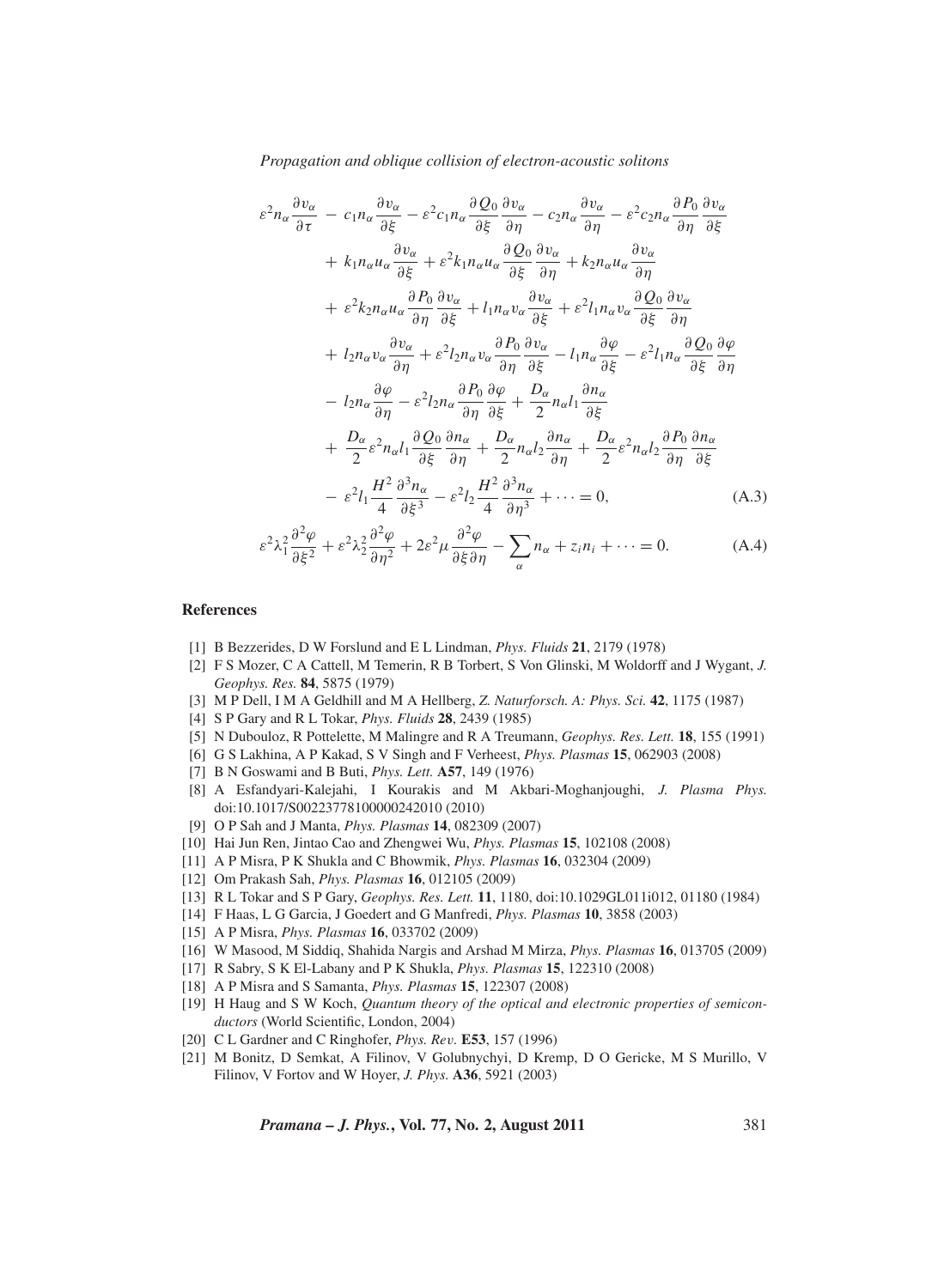$$
\begin{aligned}
\varepsilon^2 n_\alpha \frac{\partial v_\alpha}{\partial \tau} &- c_1 n_\alpha \frac{\partial v_\alpha}{\partial \xi} - \varepsilon^2 c_1 n_\alpha \frac{\partial Q_0}{\partial \xi}\frac{\partial v_\alpha}{\partial \eta} - c_2 n_\alpha \frac{\partial v_\alpha}{\partial \eta} - \varepsilon^2 c_2 n_\alpha \frac{\partial P_0}{\partial \eta}\frac{\partial v_\alpha}{\partial \xi} \\
&+ k_1 n_\alpha u_\alpha \frac{\partial v_\alpha}{\partial \xi} + \varepsilon^2 k_1 n_\alpha u_\alpha \frac{\partial Q_0}{\partial \xi}\frac{\partial v_\alpha}{\partial \eta} + k_2 n_\alpha u_\alpha \frac{\partial v_\alpha}{\partial \eta} \\
&+ \varepsilon^2 k_2 n_\alpha u_\alpha \frac{\partial P_0}{\partial \eta}\frac{\partial v_\alpha}{\partial \xi} + l_1 n_\alpha v_\alpha \frac{\partial v_\alpha}{\partial \xi} + \varepsilon^2 l_1 n_\alpha v_\alpha \frac{\partial Q_0}{\partial \xi}\frac{\partial v_\alpha}{\partial \eta} \\
&+ l_2 n_\alpha v_\alpha \frac{\partial v_\alpha}{\partial \eta} + \varepsilon^2 l_2 n_\alpha v_\alpha \frac{\partial P_0}{\partial \eta}\frac{\partial v_\alpha}{\partial \xi} - l_1 n_\alpha \frac{\partial \varphi}{\partial \xi} - \varepsilon^2 l_1 n_\alpha \frac{\partial Q_0}{\partial \xi}\frac{\partial \varphi}{\partial \eta} \\
&- l_2 n_\alpha \frac{\partial \varphi}{\partial \eta} - \varepsilon^2 l_2 n_\alpha \frac{\partial P_0}{\partial \eta}\frac{\partial \varphi}{\partial \xi} + \frac{D_\alpha}{2} n_\alpha l_1 \frac{\partial n_\alpha}{\partial \xi} \\
&+ \frac{D_\alpha}{2}\varepsilon^2 n_\alpha l_1 \frac{\partial Q_0}{\partial \xi}\frac{\partial n_\alpha}{\partial \eta} + \frac{D_\alpha}{2} n_\alpha l_2 \frac{\partial n_\alpha}{\partial \eta} + \frac{D_\alpha}{2}\varepsilon^2 n_\alpha l_2 \frac{\partial P_0}{\partial \eta}\frac{\partial n_\alpha}{\partial \xi} \\
&- \varepsilon^2 l_1 \frac{H^2}{4}\frac{\partial^3 n_\alpha}{\partial \xi^3} - \varepsilon^2 l_2 \frac{H^2}{4}\frac{\partial^3 n_\alpha}{\partial \eta^3} + \cdots = 0,
\end{aligned} \tag{A.3}
$$

$$
\varepsilon^2 \lambda_1^2 \frac{\partial^2 \varphi}{\partial \xi^2} + \varepsilon^2 \lambda_2^2 \frac{\partial^2 \varphi}{\partial \eta^2} + 2\varepsilon^2 \mu \frac{\partial^2 \varphi}{\partial \xi \partial \eta} - \sum_\alpha n_\alpha + z_i n_i + \cdots = 0. \tag{A.4}
$$

## References

[1] B Bezzerides, D W Forslund and E L Lindman, *Phys. Fluids* **21**, 2179 (1978)

[2] F S Mozer, C A Cattell, M Temerin, R B Torbert, S Von Glinski, M Woldorff and J Wygant, *J. Geophys. Res.* **84**, 5875 (1979)

[3] M P Dell, I M A Geldhill and M A Hellberg, *Z. Naturforsch. A: Phys. Sci.* **42**, 1175 (1987)

[4] S P Gary and R L Tokar, *Phys. Fluids* **28**, 2439 (1985)

[5] N Dubouloz, R Pottelette, M Malingre and R A Treumann, *Geophys. Res. Lett.* **18**, 155 (1991)

[6] G S Lakhina, A P Kakad, S V Singh and F Verheest, *Phys. Plasmas* **15**, 062903 (2008)

[7] B N Goswami and B Buti, *Phys. Lett.* **A57**, 149 (1976)

[8] A Esfandyari-Kalejahi, I Kourakis and M Akbari-Moghanjoughi, *J. Plasma Phys.* doi:10.1017/S0022377810000242010 (2010)

[9] O P Sah and J Manta, *Phys. Plasmas* **14**, 082309 (2007)

[10] Hai Jun Ren, Jintao Cao and Zhengwei Wu, *Phys. Plasmas* **15**, 102108 (2008)

[11] A P Misra, P K Shukla and C Bhowmik, *Phys. Plasmas* **16**, 032304 (2009)

[12] Om Prakash Sah, *Phys. Plasmas* **16**, 012105 (2009)

[13] R L Tokar and S P Gary, *Geophys. Res. Lett.* **11**, 1180, doi:10.1029GL011i012, 01180 (1984)

[14] F Haas, L G Garcia, J Goedert and G Manfredi, *Phys. Plasmas* **10**, 3858 (2003)

[15] A P Misra, *Phys. Plasmas* **16**, 033702 (2009)

[16] W Masood, M Siddiq, Shahida Nargis and Arshad M Mirza, *Phys. Plasmas* **16**, 013705 (2009)

[17] R Sabry, S K El-Labany and P K Shukla, *Phys. Plasmas* **15**, 122310 (2008)

[18] A P Misra and S Samanta, *Phys. Plasmas* **15**, 122307 (2008)

[19] H Haug and S W Koch, *Quantum theory of the optical and electronic properties of semiconductors* (World Scientific, London, 2004)

[20] C L Gardner and C Ringhofer, *Phys. Rev.* **E53**, 157 (1996)

[21] M Bonitz, D Semkat, A Filinov, V Golubnychyi, D Kremp, D O Gericke, M S Murillo, V Filinov, V Fortov and W Hoyer, *J. Phys.* **A36**, 5921 (2003)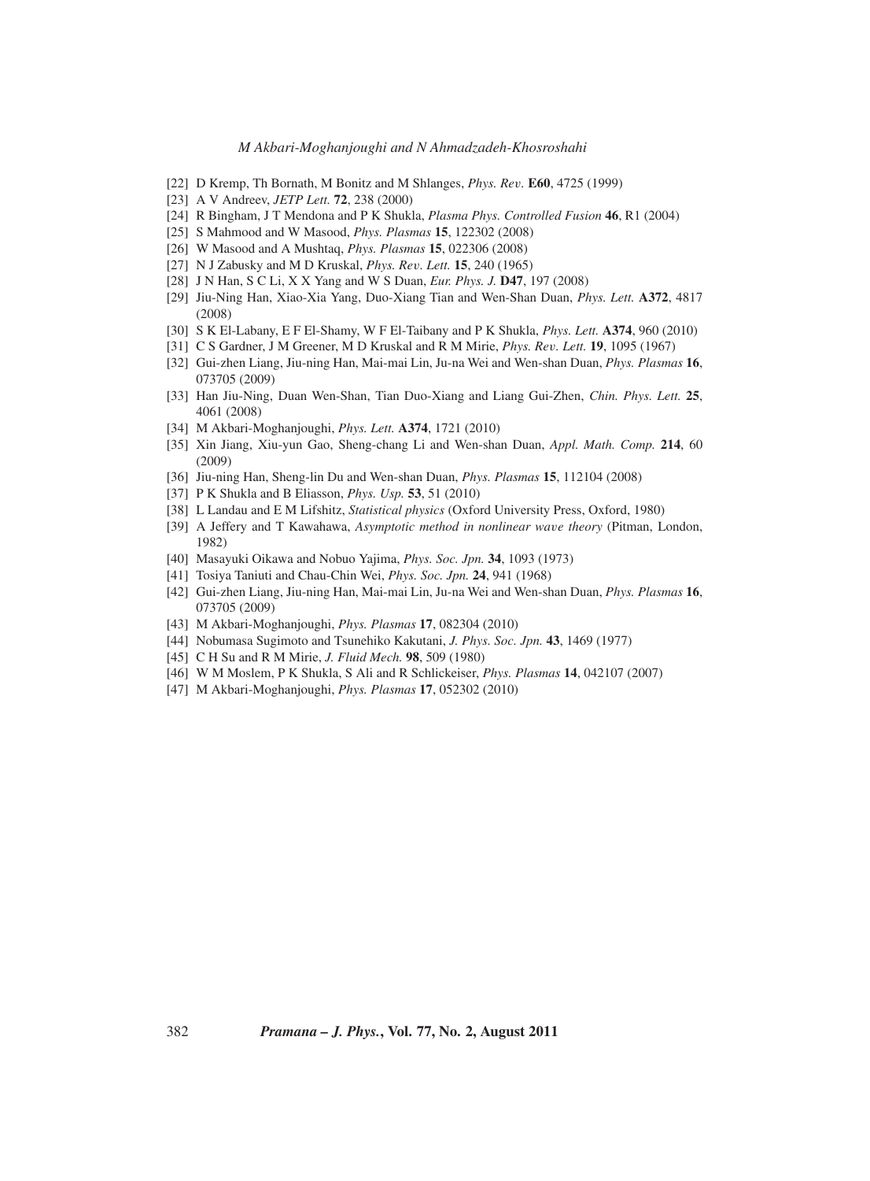[22] D Kremp, Th Bornath, M Bonitz and M Shlanges, *Phys. Rev.* **E60**, 4725 (1999)
[23] A V Andreev, *JETP Lett.* **72**, 238 (2000)
[24] R Bingham, J T Mendona and P K Shukla, *Plasma Phys. Controlled Fusion* **46**, R1 (2004)
[25] S Mahmood and W Masood, *Phys. Plasmas* **15**, 122302 (2008)
[26] W Masood and A Mushtaq, *Phys. Plasmas* **15**, 022306 (2008)
[27] N J Zabusky and M D Kruskal, *Phys. Rev. Lett.* **15**, 240 (1965)
[28] J N Han, S C Li, X X Yang and W S Duan, *Eur. Phys. J.* **D47**, 197 (2008)
[29] Jiu-Ning Han, Xiao-Xia Yang, Duo-Xiang Tian and Wen-Shan Duan, *Phys. Lett.* **A372**, 4817 (2008)
[30] S K El-Labany, E F El-Shamy, W F El-Taibany and P K Shukla, *Phys. Lett.* **A374**, 960 (2010)
[31] C S Gardner, J M Greener, M D Kruskal and R M Mirie, *Phys. Rev. Lett.* **19**, 1095 (1967)
[32] Gui-zhen Liang, Jiu-ning Han, Mai-mai Lin, Ju-na Wei and Wen-shan Duan, *Phys. Plasmas* **16**, 073705 (2009)
[33] Han Jiu-Ning, Duan Wen-Shan, Tian Duo-Xiang and Liang Gui-Zhen, *Chin. Phys. Lett.* **25**, 4061 (2008)
[34] M Akbari-Moghanjoughi, *Phys. Lett.* **A374**, 1721 (2010)
[35] Xin Jiang, Xiu-yun Gao, Sheng-chang Li and Wen-shan Duan, *Appl. Math. Comp.* **214**, 60 (2009)
[36] Jiu-ning Han, Sheng-lin Du and Wen-shan Duan, *Phys. Plasmas* **15**, 112104 (2008)
[37] P K Shukla and B Eliasson, *Phys. Usp.* **53**, 51 (2010)
[38] L Landau and E M Lifshitz, *Statistical physics* (Oxford University Press, Oxford, 1980)
[39] A Jeffery and T Kawahawa, *Asymptotic method in nonlinear wave theory* (Pitman, London, 1982)
[40] Masayuki Oikawa and Nobuo Yajima, *Phys. Soc. Jpn.* **34**, 1093 (1973)
[41] Tosiya Taniuti and Chau-Chin Wei, *Phys. Soc. Jpn.* **24**, 941 (1968)
[42] Gui-zhen Liang, Jiu-ning Han, Mai-mai Lin, Ju-na Wei and Wen-shan Duan, *Phys. Plasmas* **16**, 073705 (2009)
[43] M Akbari-Moghanjoughi, *Phys. Plasmas* **17**, 082304 (2010)
[44] Nobumasa Sugimoto and Tsunehiko Kakutani, *J. Phys. Soc. Jpn.* **43**, 1469 (1977)
[45] C H Su and R M Mirie, *J. Fluid Mech.* **98**, 509 (1980)
[46] W M Moslem, P K Shukla, S Ali and R Schlickeiser, *Phys. Plasmas* **14**, 042107 (2007)
[47] M Akbari-Moghanjoughi, *Phys. Plasmas* **17**, 052302 (2010)